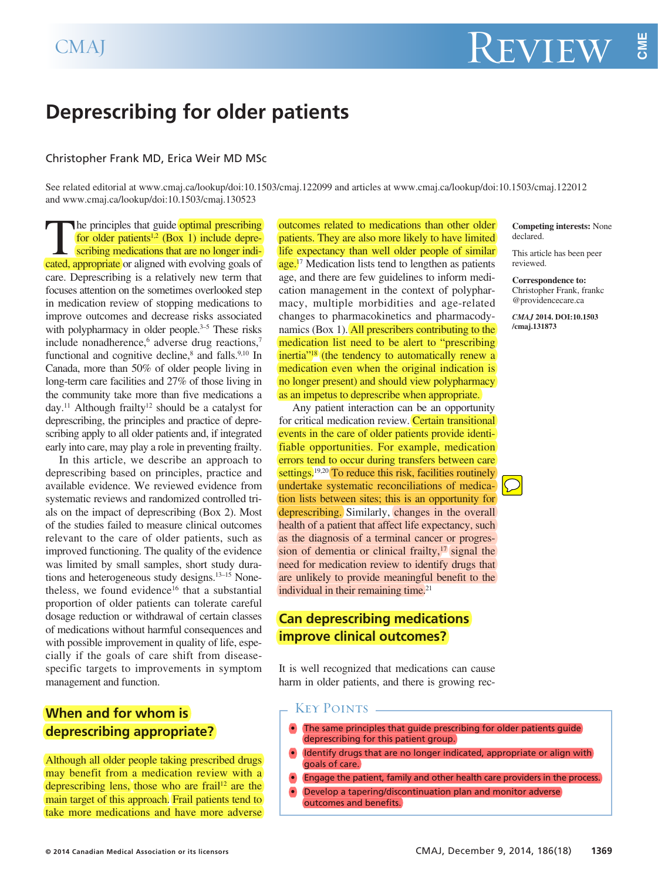# Deprescribing for older patients

Christopher Frank MD, Erica Weir MD MSc

See related editorial at www.cmaj.ca/lookup/doi:10.1503/cmaj.122099 and articles at www.cmaj.ca/lookup/doi:10.1503/cmaj.122012 and www.cmaj.ca/lookup/doi:10.1503/cmaj.130523

**Competing interests:** None declared.

This article has been peer reviewed.

**Correspondence to:** Christopher Frank, frankc @providencecare.ca

*CMAJ* **2014. DOI:10.1503 /cmaj.131873**

The principles that guide optimal prescribing for older patients[1,2] (Box 1) include deprescribing medications that are no longer indicated, appropriate or aligned with evolving goals of care. Deprescribing is a relatively new term that focuses attention on the sometimes overlooked step in medication review of stopping medications to improve outcomes and decrease risks associated with polypharmacy in older people.[3–5] These risks include nonadherence,[6] adverse drug reactions,[7] functional and cognitive decline,[8] and falls.[9,10] In Canada, more than 50% of older people living in long-term care facilities and 27% of those living in the community take more than five medications a day.[11] Although frailty[12] should be a catalyst for deprescribing, the principles and practice of deprescribing apply to all older patients and, if integrated early into care, may play a role in preventing frailty.

In this article, we describe an approach to deprescribing based on principles, practice and available evidence. We reviewed evidence from systematic reviews and randomized controlled trials on the impact of deprescribing (Box 2). Most of the studies failed to measure clinical outcomes relevant to the care of older patients, such as improved functioning. The quality of the evidence was limited by small samples, short study durations and heterogeneous study designs.[13–15] Nonetheless, we found evidence[16] that a substantial proportion of older patients can tolerate careful dosage reduction or withdrawal of certain classes of medications without harmful consequences and with possible improvement in quality of life, especially if the goals of care shift from disease-specific targets to improvements in symptom management and function.

## When and for whom is deprescribing appropriate?

Although all older people taking prescribed drugs may benefit from a medication review with a deprescribing lens, those who are frail[12] are the main target of this approach. Frail patients tend to take more medications and have more adverse outcomes related to medications than other older patients. They are also more likely to have limited life expectancy than well older people of similar age.[17] Medication lists tend to lengthen as patients age, and there are few guidelines to inform medication management in the context of polypharmacy, multiple morbidities and age-related changes to pharmacokinetics and pharmacodynamics (Box 1). All prescribers contributing to the medication list need to be alert to "prescribing inertia"[18] (the tendency to automatically renew a medication even when the original indication is no longer present) and should view polypharmacy as an impetus to deprescribe when appropriate.

Any patient interaction can be an opportunity for critical medication review. Certain transitional events in the care of older patients provide identifiable opportunities. For example, medication errors tend to occur during transfers between care settings.[19,20] To reduce this risk, facilities routinely undertake systematic reconciliations of medication lists between sites; this is an opportunity for deprescribing. Similarly, changes in the overall health of a patient that affect life expectancy, such as the diagnosis of a terminal cancer or progression of dementia or clinical frailty,[17] signal the need for medication review to identify drugs that are unlikely to provide meaningful benefit to the individual in their remaining time.[21]

## Can deprescribing medications improve clinical outcomes?

It is well recognized that medications can cause harm in older patients, and there is growing rec-

### Key Points

- The same principles that guide prescribing for older patients guide deprescribing for this patient group.
- Identify drugs that are no longer indicated, appropriate or align with goals of care.
- Engage the patient, family and other health care providers in the process.
- Develop a tapering/discontinuation plan and monitor adverse outcomes and benefits.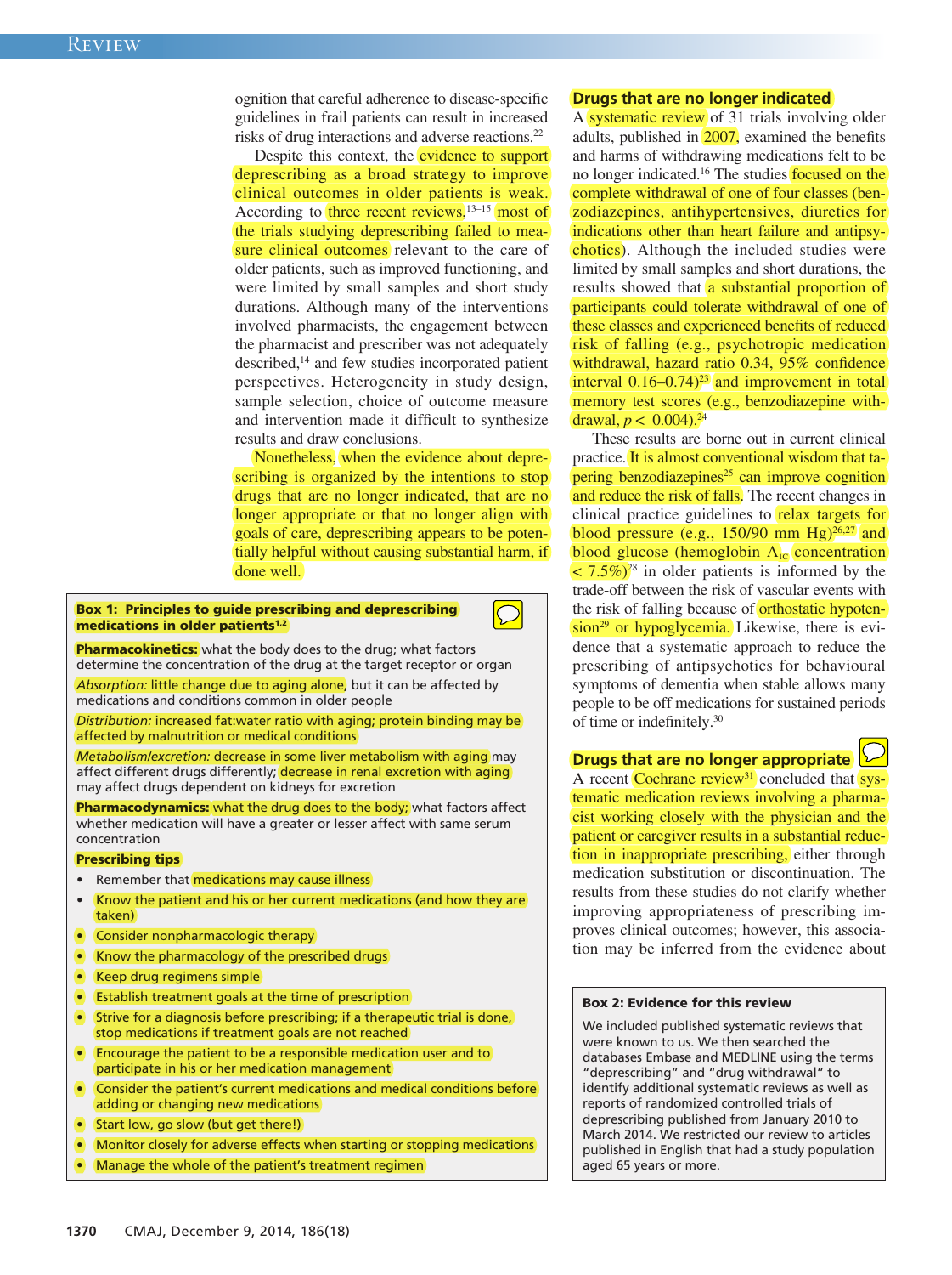ognition that careful adherence to disease-specific guidelines in frail patients can result in increased risks of drug interactions and adverse reactions.[22]

Despite this context, the evidence to support deprescribing as a broad strategy to improve clinical outcomes in older patients is weak. According to three recent reviews,[13–15] most of the trials studying deprescribing failed to measure clinical outcomes relevant to the care of older patients, such as improved functioning, and were limited by small samples and short study durations. Although many of the interventions involved pharmacists, the engagement between the pharmacist and prescriber was not adequately described,[14] and few studies incorporated patient perspectives. Heterogeneity in study design, sample selection, choice of outcome measure and intervention made it difficult to synthesize results and draw conclusions.

Nonetheless, when the evidence about deprescribing is organized by the intentions to stop drugs that are no longer indicated, that are no longer appropriate or that no longer align with goals of care, deprescribing appears to be potentially helpful without causing substantial harm, if done well.

> **Box 1: Principles to guide prescribing and deprescribing medications in older patients[1,2]**
>
> **Pharmacokinetics:** what the body does to the drug; what factors determine the concentration of the drug at the target receptor or organ
>
> *Absorption:* little change due to aging alone, but it can be affected by medications and conditions common in older people
>
> *Distribution:* increased fat:water ratio with aging; protein binding may be affected by malnutrition or medical conditions
>
> *Metabolism/excretion:* decrease in some liver metabolism with aging may affect different drugs differently; decrease in renal excretion with aging may affect drugs dependent on kidneys for excretion
>
> **Pharmacodynamics:** what the drug does to the body; what factors affect whether medication will have a greater or lesser affect with same serum concentration
>
> **Prescribing tips**
>
> - Remember that medications may cause illness
> - Know the patient and his or her current medications (and how they are taken)
> - Consider nonpharmacologic therapy
> - Know the pharmacology of the prescribed drugs
> - Keep drug regimens simple
> - Establish treatment goals at the time of prescription
> - Strive for a diagnosis before prescribing; if a therapeutic trial is done, stop medications if treatment goals are not reached
> - Encourage the patient to be a responsible medication user and to participate in his or her medication management
> - Consider the patient's current medications and medical conditions before adding or changing new medications
> - Start low, go slow (but get there!)
> - Monitor closely for adverse effects when starting or stopping medications
> - Manage the whole of the patient's treatment regimen

## Drugs that are no longer indicated

A systematic review of 31 trials involving older adults, published in 2007, examined the benefits and harms of withdrawing medications felt to be no longer indicated.[16] The studies focused on the complete withdrawal of one of four classes (benzodiazepines, antihypertensives, diuretics for indications other than heart failure and antipsychotics). Although the included studies were limited by small samples and short durations, the results showed that a substantial proportion of participants could tolerate withdrawal of one of these classes and experienced benefits of reduced risk of falling (e.g., psychotropic medication withdrawal, hazard ratio 0.34, 95% confidence interval 0.16–0.74)[23] and improvement in total memory test scores (e.g., benzodiazepine withdrawal, $p < 0.004$).[24]

These results are borne out in current clinical practice. It is almost conventional wisdom that tapering benzodiazepines[25] can improve cognition and reduce the risk of falls. The recent changes in clinical practice guidelines to relax targets for blood pressure (e.g., 150/90 mm Hg)[26,27] and blood glucose (hemoglobin $A_{1C}$ concentration $< 7.5\%$)[28] in older patients is informed by the trade-off between the risk of vascular events with the risk of falling because of orthostatic hypotension[29] or hypoglycemia. Likewise, there is evidence that a systematic approach to reducing the prescribing of antipsychotics for behavioural symptoms of dementia when stable allows many people to be off medications for sustained periods of time or indefinitely.[30]

## Drugs that are no longer appropriate

A recent Cochrane review[31] concluded that systematic medication reviews involving a pharmacist working closely with the physician and the patient or caregiver results in a substantial reduction in inappropriate prescribing, either through medication substitution or discontinuation. The results from these studies do not clarify whether improving appropriateness of prescribing improves clinical outcomes; however, this association may be inferred from the evidence about

> **Box 2: Evidence for this review**
>
> We included published systematic reviews that were known to us. We then searched the databases Embase and MEDLINE using the terms "deprescribing" and "drug withdrawal" to identify additional systematic reviews as well as reports of randomized controlled trials of deprescribing published from January 2010 to March 2014. We restricted our review to articles published in English that had a study population aged 65 years or more.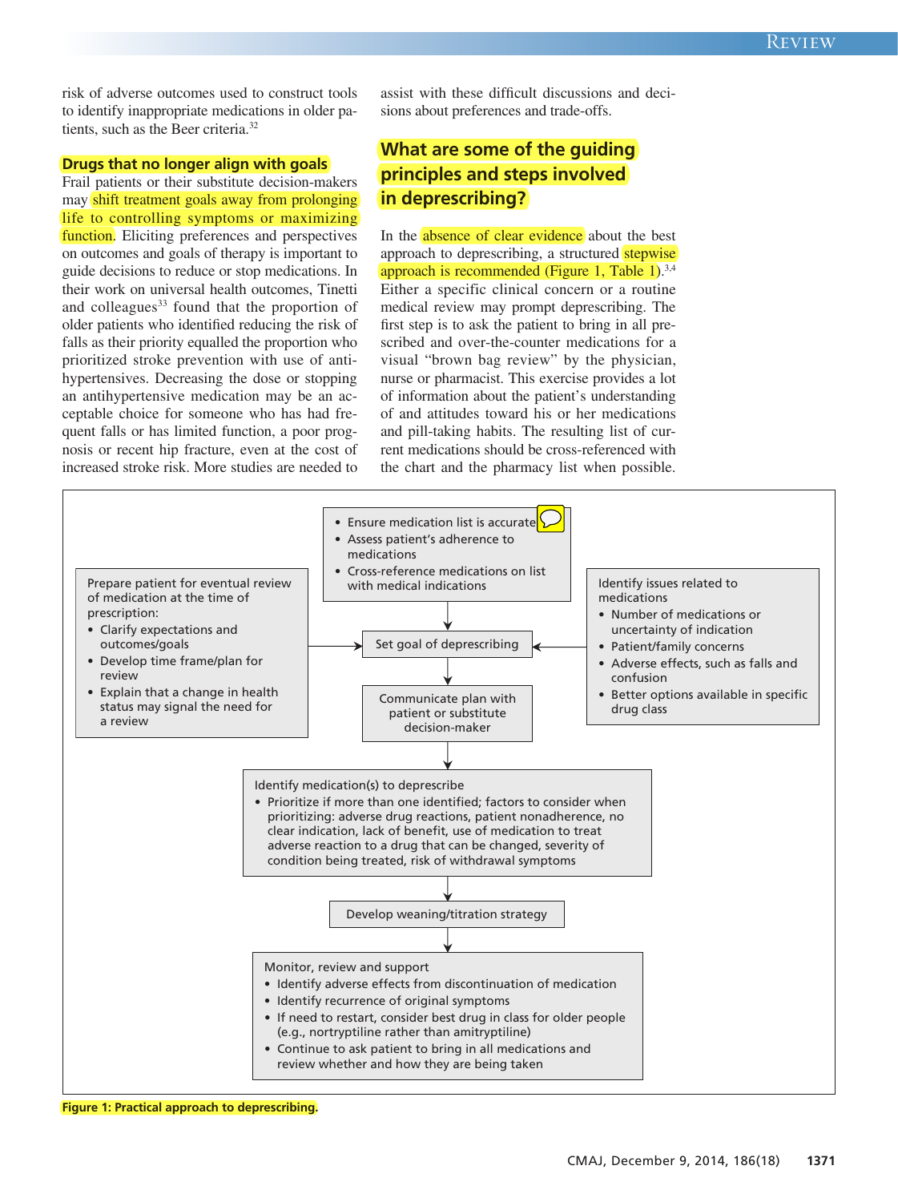risk of adverse outcomes used to construct tools to identify inappropriate medications in older patients, such as the Beer criteria.[32]

### Drugs that no longer align with goals

Frail patients or their substitute decision-makers may shift treatment goals away from prolonging life to controlling symptoms or maximizing function. Eliciting preferences and perspectives on outcomes and goals of therapy is important to guide decisions to reduce or stop medications. In their work on universal health outcomes, Tinetti and colleagues[33] found that the proportion of older patients who identified reducing the risk of falls as their priority equalled the proportion who prioritized stroke prevention with use of antihypertensives. Decreasing the dose or stopping an antihypertensive medication may be an acceptable choice for someone who has had frequent falls or has limited function, a poor prognosis or recent hip fracture, even at the cost of increased stroke risk. More studies are needed to assist with these difficult discussions and decisions about preferences and trade-offs.

## What are some of the guiding principles and steps involved in deprescribing?

In the absence of clear evidence about the best approach to deprescribing, a structured stepwise approach is recommended (Figure 1, Table 1).[3,4] Either a specific clinical concern or a routine medical review may prompt deprescribing. The first step is to ask the patient to bring in all prescribed and over-the-counter medications for a visual "brown bag review" by the physician, nurse or pharmacist. This exercise provides a lot of information about the patient's understanding of and attitudes toward his or her medications and pill-taking habits. The resulting list of current medications should be cross-referenced with the chart and the pharmacy list when possible.

- Ensure medication list is accurate
- Assess patient's adherence to medications
- Cross-reference medications on list with medical indications

Prepare patient for eventual review of medication at the time of prescription:
- Clarify expectations and outcomes/goals
- Develop time frame/plan for review
- Explain that a change in health status may signal the need for a review

Identify issues related to medications
- Number of medications or uncertainty of indication
- Patient/family concerns
- Adverse effects, such as falls and confusion
- Better options available in specific drug class

Set goal of deprescribing

Communicate plan with patient or substitute decision-maker

Identify medication(s) to deprescribe
- Prioritize if more than one identified; factors to consider when prioritizing: adverse drug reactions, patient nonadherence, no clear indication, lack of benefit, use of medication to treat adverse reaction to a drug that can be changed, severity of condition being treated, risk of withdrawal symptoms

Develop weaning/titration strategy

Monitor, review and support
- Identify adverse effects from discontinuation of medication
- Identify recurrence of original symptoms
- If need to restart, consider best drug in class for older people (e.g., nortryptiline rather than amitryptiline)
- Continue to ask patient to bring in all medications and review whether and how they are being taken

**Figure 1: Practical approach to deprescribing.**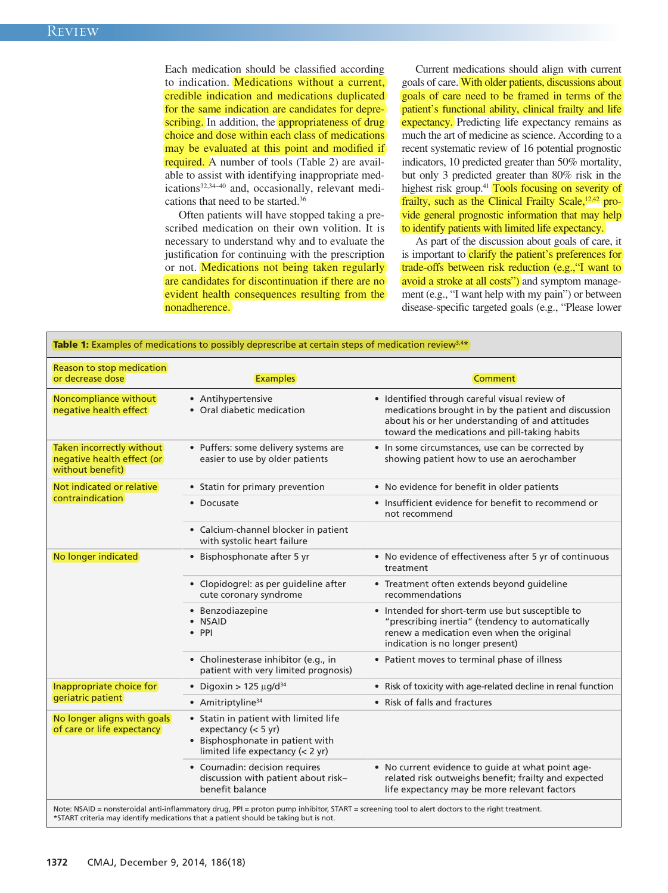Each medication should be classified according to indication. Medications without a current, credible indication and medications duplicated for the same indication are candidates for deprescribing. In addition, the appropriateness of drug choice and dose within each class of medications may be evaluated at this point and modified if required. A number of tools (Table 2) are available to assist with identifying inappropriate medications[32,34–40] and, occasionally, relevant medications that need to be started.[36]

Often patients will have stopped taking a prescribed medication on their own volition. It is necessary to understand why and to evaluate the justification for continuing with the prescription or not. Medications not being taken regularly are candidates for discontinuation if there are no evident health consequences resulting from the nonadherence.

Current medications should align with current goals of care. With older patients, discussions about goals of care need to be framed in terms of the patient's functional ability, clinical frailty and life expectancy. Predicting life expectancy remains as much the art of medicine as science. According to a recent systematic review of 16 potential prognostic indicators, 10 predicted greater than 50% mortality, but only 3 predicted greater than 80% risk in the highest risk group.[41] Tools focusing on severity of frailty, such as the Clinical Frailty Scale,[12,42] provide general prognostic information that may help to identify patients with limited life expectancy.

As part of the discussion about goals of care, it is important to clarify the patient's preferences for trade-offs between risk reduction (e.g., "I want to avoid a stroke at all costs") and symptom management (e.g., "I want help with my pain") or between disease-specific targeted goals (e.g., "Please lower

**Table 1:** Examples of medications to possibly deprescribe at certain steps of medication review[3,4*]

| Reason to stop medication or decrease dose | Examples | Comment |
|---|---|---|
| Noncompliance without negative health effect | • Antihypertensive<br>• Oral diabetic medication | • Identified through careful visual review of medications brought in by the patient and discussion about his or her understanding of and attitudes toward the medications and pill-taking habits |
| Taken incorrectly without negative health effect (or without benefit) | • Puffers: some delivery systems are easier to use by older patients | • In some circumstances, use can be corrected by showing patient how to use an aerochamber |
| Not indicated or relative contraindication | • Statin for primary prevention | • No evidence for benefit in older patients |
| | • Docusate | • Insufficient evidence for benefit to recommend or not recommend |
| | • Calcium-channel blocker in patient with systolic heart failure | |
| No longer indicated | • Bisphosphonate after 5 yr | • No evidence of effectiveness after 5 yr of continuous treatment |
| | • Clopidogrel: as per guideline after cute coronary syndrome | • Treatment often extends beyond guideline recommendations |
| | • Benzodiazepine<br>• NSAID<br>• PPI | • Intended for short-term use but susceptible to "prescribing inertia" (tendency to automatically renew a medication even when the original indication is no longer present) |
| | • Cholinesterase inhibitor (e.g., in patient with very limited prognosis) | • Patient moves to terminal phase of illness |
| Inappropriate choice for geriatric patient | • Digoxin > 125 µg/d[34] | • Risk of toxicity with age-related decline in renal function |
| | • Amitriptyline[34] | • Risk of falls and fractures |
| No longer aligns with goals of care or life expectancy | • Statin in patient with limited life expectancy (< 5 yr)<br>• Bisphosphonate in patient with limited life expectancy (< 2 yr) | |
| | • Coumadin: decision requires discussion with patient about risk–benefit balance | • No current evidence to guide at what point age-related risk outweighs benefit; frailty and expected life expectancy may be more relevant factors |

Note: NSAID = nonsteroidal anti-inflammatory drug, PPI = proton pump inhibitor, START = screening tool to alert doctors to the right treatment.
*START criteria may identify medications that a patient should be taking but is not.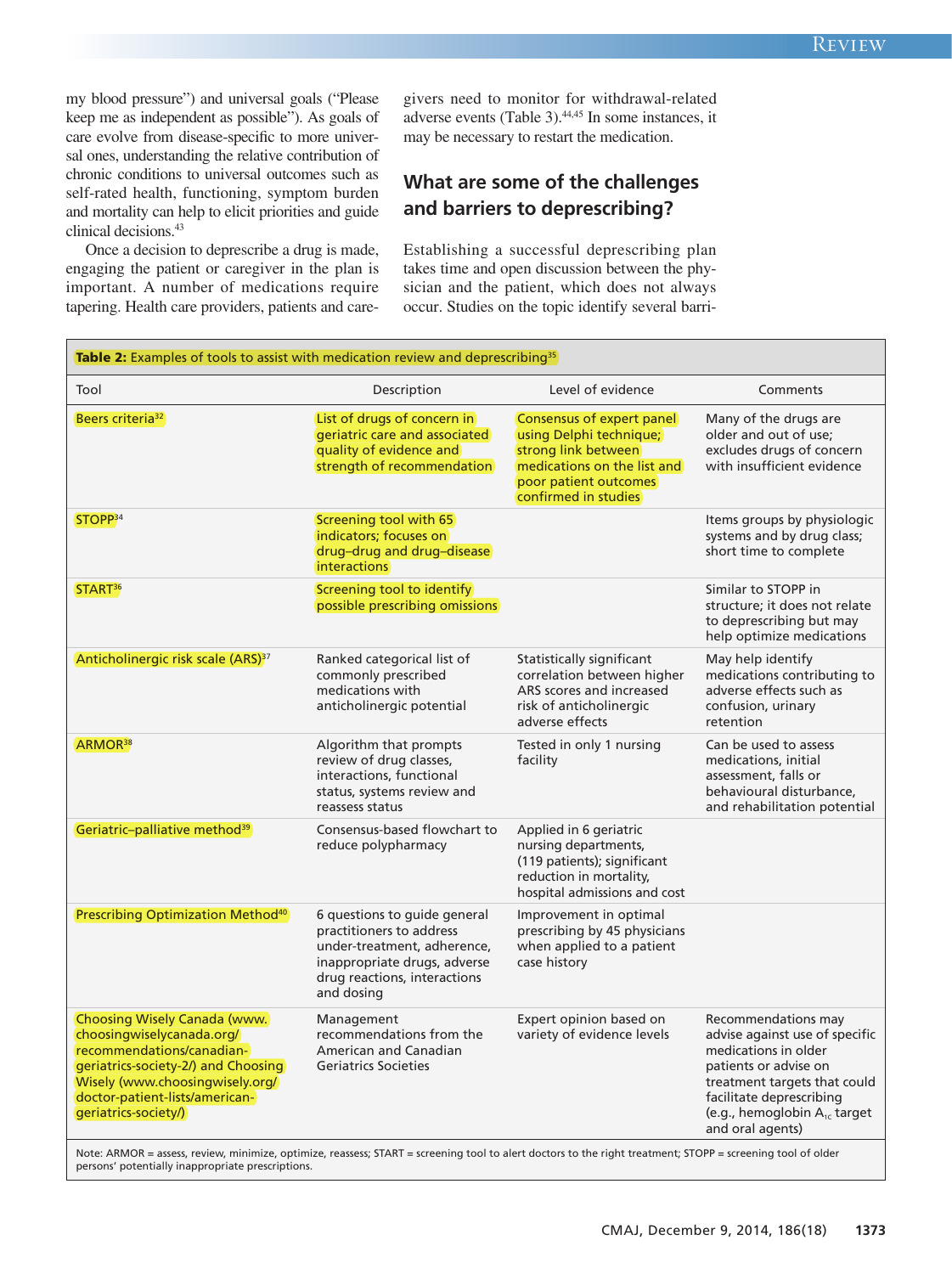my blood pressure") and universal goals ("Please keep me as independent as possible"). As goals of care evolve from disease-specific to more universal ones, understanding the relative contribution of chronic conditions to universal outcomes such as self-rated health, functioning, symptom burden and mortality can help to elicit priorities and guide clinical decisions.[43]

Once a decision to deprescribe a drug is made, engaging the patient or caregiver in the plan is important. A number of medications require tapering. Health care providers, patients and caregivers need to monitor for withdrawal-related adverse events (Table 3).[44,45] In some instances, it may be necessary to restart the medication.

## What are some of the challenges and barriers to deprescribing?

Establishing a successful deprescribing plan takes time and open discussion between the physician and the patient, which does not always occur. Studies on the topic identify several barri-

**Table 2:** Examples of tools to assist with medication review and deprescribing[35]

| Tool | Description | Level of evidence | Comments |
|---|---|---|---|
| Beers criteria[32] | List of drugs of concern in geriatric care and associated quality of evidence and strength of recommendation | Consensus of expert panel using Delphi technique; strong link between medications on the list and poor patient outcomes confirmed in studies | Many of the drugs are older and out of use; excludes drugs of concern with insufficient evidence |
| STOPP[34] | Screening tool with 65 indicators; focuses on drug–drug and drug–disease interactions | | Items groups by physiologic systems and by drug class; short time to complete |
| START[36] | Screening tool to identify possible prescribing omissions | | Similar to STOPP in structure; it does not relate to deprescribing but may help optimize medications |
| Anticholinergic risk scale (ARS)[37] | Ranked categorical list of commonly prescribed medications with anticholinergic potential | Statistically significant correlation between higher ARS scores and increased risk of anticholinergic adverse effects | May help identify medications contributing to adverse effects such as confusion, urinary retention |
| ARMOR[38] | Algorithm that prompts review of drug classes, interactions, functional status, systems review and reassess status | Tested in only 1 nursing facility | Can be used to assess medications, initial assessment, falls or behavioural disturbance, and rehabilitation potential |
| Geriatric–palliative method[39] | Consensus-based flowchart to reduce polypharmacy | Applied in 6 geriatric nursing departments, (119 patients); significant reduction in mortality, hospital admissions and cost | |
| Prescribing Optimization Method[40] | 6 questions to guide general practitioners to address under-treatment, adherence, inappropriate drugs, adverse drug reactions, interactions and dosing | Improvement in optimal prescribing by 45 physicians when applied to a patient case history | |
| Choosing Wisely Canada (www.choosingwiselycanada.org/recommendations/canadian-geriatrics-society-2/) and Choosing Wisely (www.choosingwisely.org/doctor-patient-lists/american-geriatrics-society/) | Management recommendations from the American and Canadian Geriatrics Societies | Expert opinion based on variety of evidence levels | Recommendations may advise against use of specific medications in older patients or advise on treatment targets that could facilitate deprescribing (e.g., hemoglobin $A_{1c}$ target and oral agents) |

Note: ARMOR = assess, review, minimize, optimize, reassess; START = screening tool to alert doctors to the right treatment; STOPP = screening tool of older persons' potentially inappropriate prescriptions.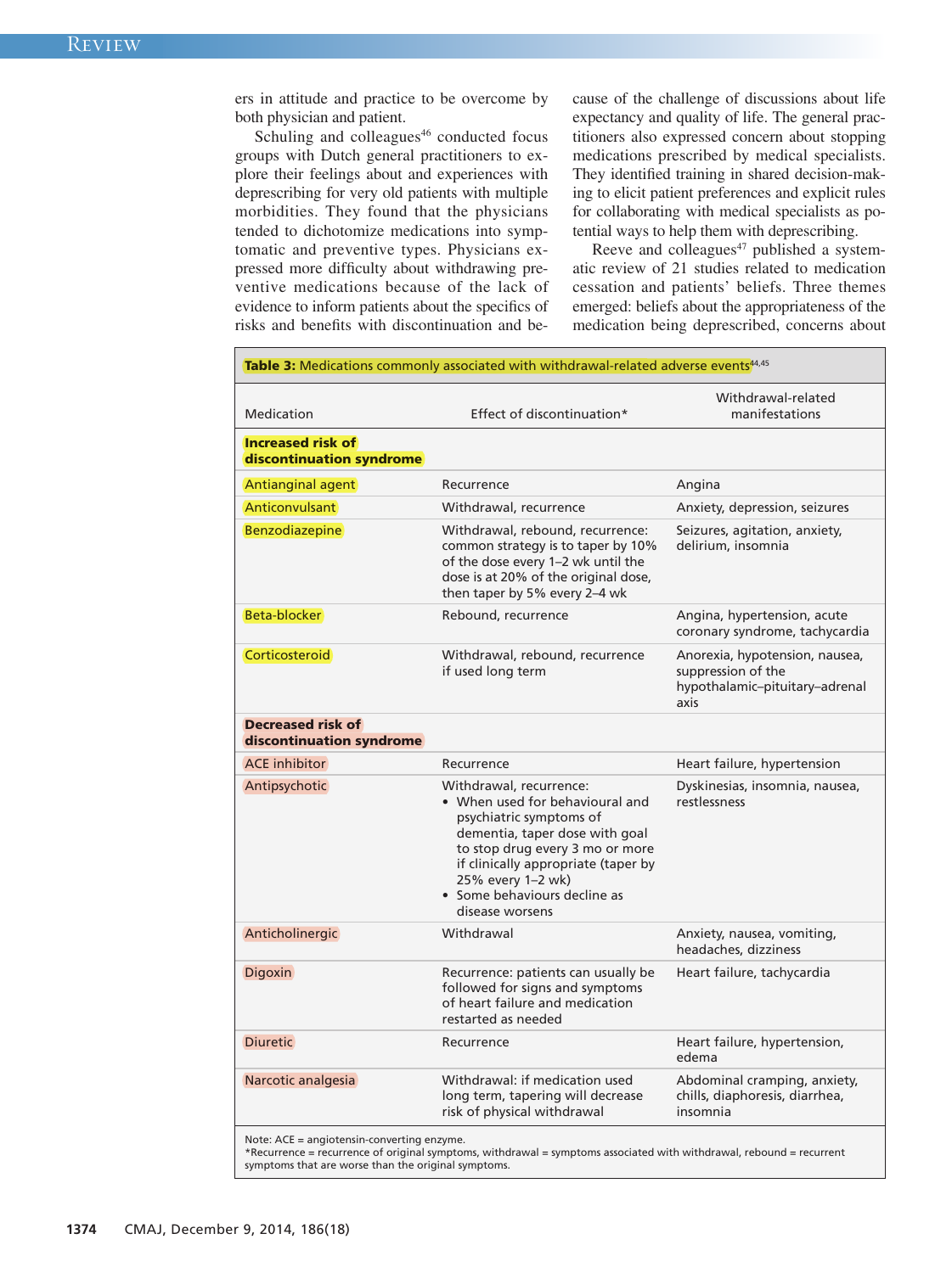ers in attitude and practice to be overcome by both physician and patient.

Schuling and colleagues[46] conducted focus groups with Dutch general practitioners to explore their feelings about and experiences with deprescribing for very old patients with multiple morbidities. They found that the physicians tended to dichotomize medications into symptomatic and preventive types. Physicians expressed more difficulty about withdrawing preventive medications because of the lack of evidence to inform patients about the specifics of risks and benefits with discontinuation and because of the challenge of discussions about life expectancy and quality of life. The general practitioners also expressed concern about stopping medications prescribed by medical specialists. They identified training in shared decision-making to elicit patient preferences and explicit rules for collaborating with medical specialists as potential ways to help them with deprescribing.

Reeve and colleagues[47] published a systematic review of 21 studies related to medication cessation and patients' beliefs. Three themes emerged: beliefs about the appropriateness of the medication being deprescribed, concerns about

**Table 3: Medications commonly associated with withdrawal-related adverse events**[44,45]

| Medication | Effect of discontinuation* | Withdrawal-related manifestations |
|---|---|---|
| **Increased risk of discontinuation syndrome** | | |
| Antianginal agent | Recurrence | Angina |
| Anticonvulsant | Withdrawal, recurrence | Anxiety, depression, seizures |
| Benzodiazepine | Withdrawal, rebound, recurrence: common strategy is to taper by 10% of the dose every 1–2 wk until the dose is at 20% of the original dose, then taper by 5% every 2–4 wk | Seizures, agitation, anxiety, delirium, insomnia |
| Beta-blocker | Rebound, recurrence | Angina, hypertension, acute coronary syndrome, tachycardia |
| Corticosteroid | Withdrawal, rebound, recurrence if used long term | Anorexia, hypotension, nausea, suppression of the hypothalamic–pituitary–adrenal axis |
| **Decreased risk of discontinuation syndrome** | | |
| ACE inhibitor | Recurrence | Heart failure, hypertension |
| Antipsychotic | Withdrawal, recurrence: • When used for behavioural and psychiatric symptoms of dementia, taper dose with goal to stop drug every 3 mo or more if clinically appropriate (taper by 25% every 1–2 wk) • Some behaviours decline as disease worsens | Dyskinesias, insomnia, nausea, restlessness |
| Anticholinergic | Withdrawal | Anxiety, nausea, vomiting, headaches, dizziness |
| Digoxin | Recurrence: patients can usually be followed for signs and symptoms of heart failure and medication restarted as needed | Heart failure, tachycardia |
| Diuretic | Recurrence | Heart failure, hypertension, edema |
| Narcotic analgesia | Withdrawal: if medication used long term, tapering will decrease risk of physical withdrawal | Abdominal cramping, anxiety, chills, diaphoresis, diarrhea, insomnia |

Note: ACE = angiotensin-converting enzyme.
*Recurrence = recurrence of original symptoms, withdrawal = symptoms associated with withdrawal, rebound = recurrent symptoms that are worse than the original symptoms.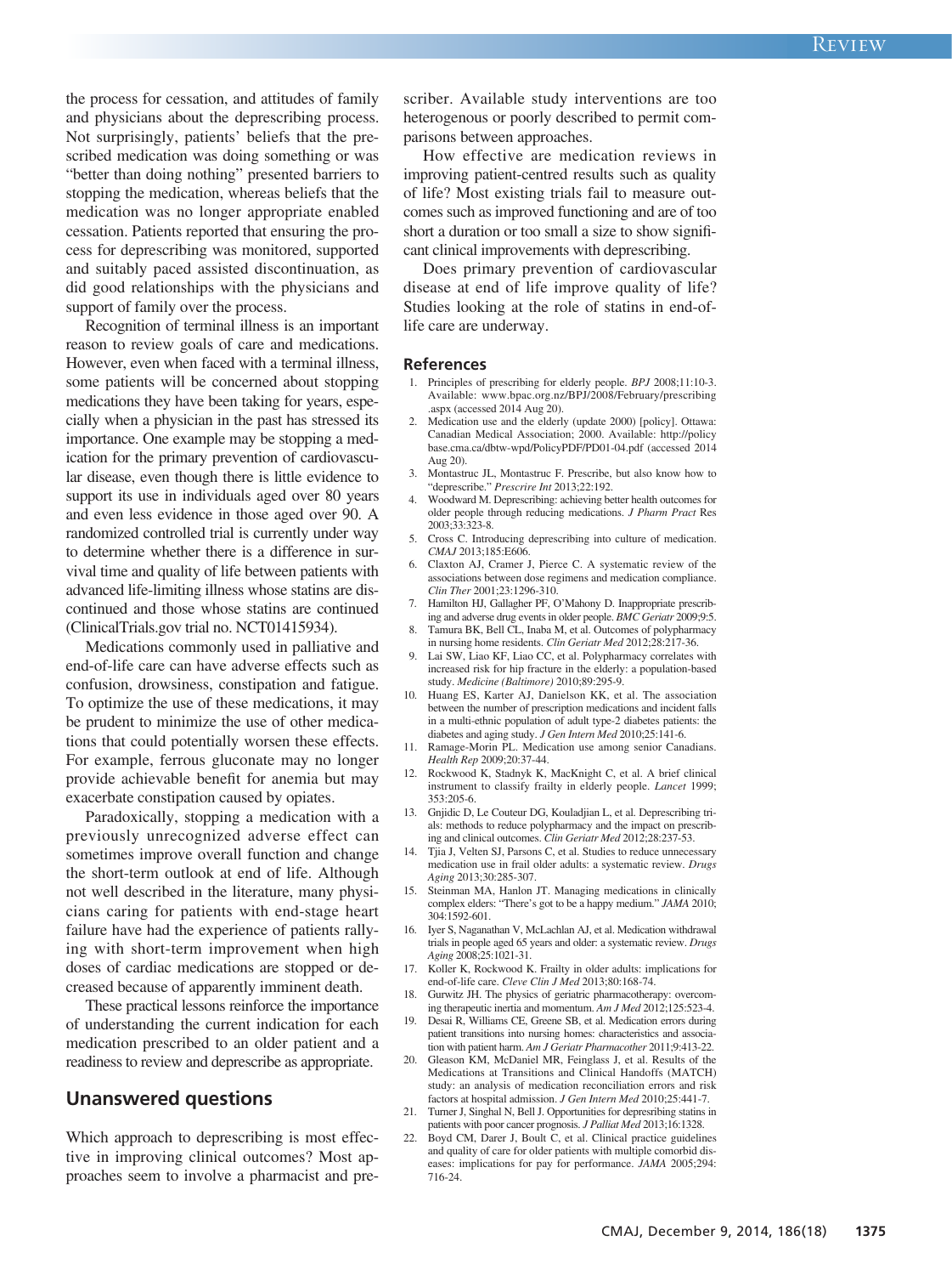the process for cessation, and attitudes of family and physicians about the deprescribing process. Not surprisingly, patients' beliefs that the prescribed medication was doing something or was "better than doing nothing" presented barriers to stopping the medication, whereas beliefs that the medication was no longer appropriate enabled cessation. Patients reported that ensuring the process for deprescribing was monitored, supported and suitably paced assisted discontinuation, as did good relationships with the physicians and support of family over the process.

Recognition of terminal illness is an important reason to review goals of care and medications. However, even when faced with a terminal illness, some patients will be concerned about stopping medications they have been taking for years, especially when a physician in the past has stressed its importance. One example may be stopping a medication for the primary prevention of cardiovascular disease, even though there is little evidence to support its use in individuals aged over 80 years and even less evidence in those aged over 90. A randomized controlled trial is currently under way to determine whether there is a difference in survival time and quality of life between patients with advanced life-limiting illness whose statins are discontinued and those whose statins are continued (ClinicalTrials.gov trial no. NCT01415934).

Medications commonly used in palliative and end-of-life care can have adverse effects such as confusion, drowsiness, constipation and fatigue. To optimize the use of these medications, it may be prudent to minimize the use of other medications that could potentially worsen these effects. For example, ferrous gluconate may no longer provide achievable benefit for anemia but may exacerbate constipation caused by opiates.

Paradoxically, stopping a medication with a previously unrecognized adverse effect can sometimes improve overall function and change the short-term outlook at end of life. Although not well described in the literature, many physicians caring for patients with end-stage heart failure have had the experience of patients rallying with short-term improvement when high doses of cardiac medications are stopped or decreased because of apparently imminent death.

These practical lessons reinforce the importance of understanding the current indication for each medication prescribed to an older patient and a readiness to review and deprescribe as appropriate.

## Unanswered questions

Which approach to deprescribing is most effective in improving clinical outcomes? Most approaches seem to involve a pharmacist and prescriber. Available study interventions are too heterogenous or poorly described to permit comparisons between approaches.

How effective are medication reviews in improving patient-centred results such as quality of life? Most existing trials fail to measure outcomes such as improved functioning and are of too short a duration or too small a size to show significant clinical improvements with deprescribing.

Does primary prevention of cardiovascular disease at end of life improve quality of life? Studies looking at the role of statins in end-of-life care are underway.

## References

1. Principles of prescribing for elderly people. *BPJ* 2008;11:10-3. Available: www.bpac.org.nz/BPJ/2008/February/prescribing.aspx (accessed 2014 Aug 20).
2. Medication use and the elderly (update 2000) [policy]. Ottawa: Canadian Medical Association; 2000. Available: http://policybase.cma.ca/dbtw-wpd/PolicyPDF/PD01-04.pdf (accessed 2014 Aug 20).
3. Montastruc JL, Montastruc F. Prescribe, but also know how to "deprescribe." *Prescrire Int* 2013;22:192.
4. Woodward M. Deprescribing: achieving better health outcomes for older people through reducing medications. *J Pharm Pract Res* 2003;33:323-8.
5. Cross C. Introducing deprescribing into culture of medication. *CMAJ* 2013;185:E606.
6. Claxton AJ, Cramer J, Pierce C. A systematic review of the associations between dose regimens and medication compliance. *Clin Ther* 2001;23:1296-310.
7. Hamilton HJ, Gallagher PF, O'Mahony D. Inappropriate prescribing and adverse drug events in older people. *BMC Geriatr* 2009;9:5.
8. Tamura BK, Bell CL, Inaba M, et al. Outcomes of polypharmacy in nursing home residents. *Clin Geriatr Med* 2012;28:217-36.
9. Lai SW, Liao KF, Liao CC, et al. Polypharmacy correlates with increased risk for hip fracture in the elderly: a population-based study. *Medicine (Baltimore)* 2010;89:295-9.
10. Huang ES, Karter AJ, Danielson KK, et al. The association between the number of prescription medications and incident falls in a multi-ethnic population of adult type-2 diabetes patients: the diabetes and aging study. *J Gen Intern Med* 2010;25:141-6.
11. Ramage-Morin PL. Medication use among senior Canadians. *Health Rep* 2009;20:37-44.
12. Rockwood K, Stadnyk K, MacKnight C, et al. A brief clinical instrument to classify frailty in elderly people. *Lancet* 1999; 353:205-6.
13. Gnjidic D, Le Couteur DG, Kouladjian L, et al. Deprescribing trials: methods to reduce polypharmacy and the impact on prescribing and clinical outcomes. *Clin Geriatr Med* 2012;28:237-53.
14. Tjia J, Velten SJ, Parsons C, et al. Studies to reduce unnecessary medication use in frail older adults: a systematic review. *Drugs Aging* 2013;30:285-307.
15. Steinman MA, Hanlon JT. Managing medications in clinically complex elders: "There's got to be a happy medium." *JAMA* 2010; 304:1592-601.
16. Iyer S, Naganathan V, McLachlan AJ, et al. Medication withdrawal trials in people aged 65 years and older: a systematic review. *Drugs Aging* 2008;25:1021-31.
17. Koller K, Rockwood K. Frailty in older adults: implications for end-of-life care. *Cleve Clin J Med* 2013;80:168-74.
18. Gurwitz JH. The physics of geriatric pharmacotherapy: overcoming therapeutic inertia and momentum. *Am J Med* 2012;125:523-4.
19. Desai R, Williams CE, Greene SB, et al. Medication errors during patient transitions into nursing homes: characteristics and association with patient harm. *Am J Geriatr Pharmacother* 2011;9:413-22.
20. Gleason KM, McDaniel MR, Feinglass J, et al. Results of the Medications at Transitions and Clinical Handoffs (MATCH) study: an analysis of medication reconciliation errors and risk factors at hospital admission. *J Gen Intern Med* 2010;25:441-7.
21. Turner J, Singhal N, Bell J. Opportunities for depresribing statins in patients with poor cancer prognosis. *J Palliat Med* 2013;16:1328.
22. Boyd CM, Darer J, Boult C, et al. Clinical practice guidelines and quality of care for older patients with multiple comorbid diseases: implications for pay for performance. *JAMA* 2005;294: 716-24.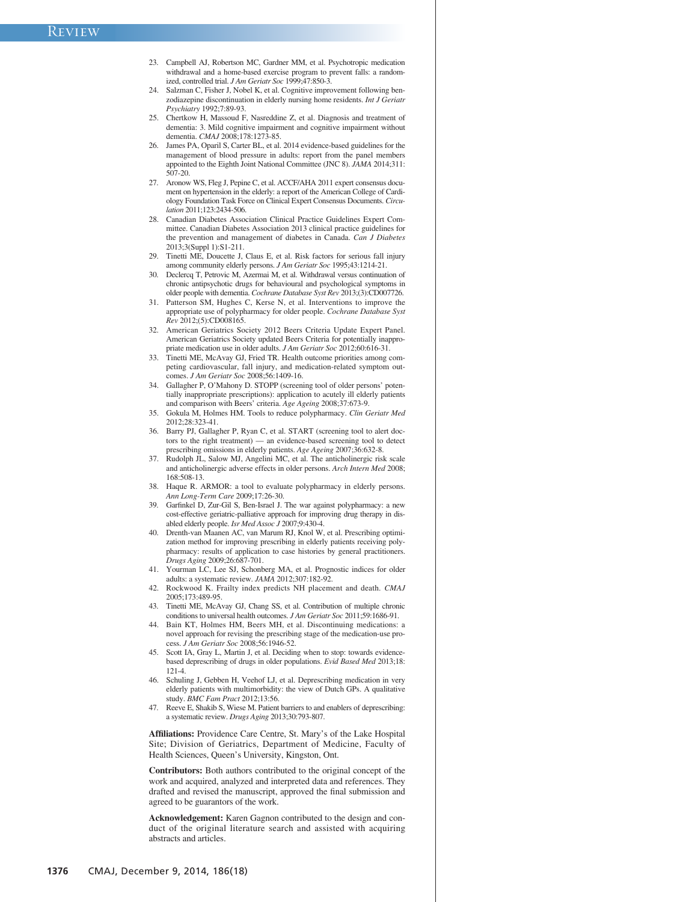23. Campbell AJ, Robertson MC, Gardner MM, et al. Psychotropic medication withdrawal and a home-based exercise program to prevent falls: a randomized, controlled trial. *J Am Geriatr Soc* 1999;47:850-3.
24. Salzman C, Fisher J, Nobel K, et al. Cognitive improvement following benzodiazepine discontinuation in elderly nursing home residents. *Int J Geriatr Psychiatry* 1992;7:89-93.
25. Chertkow H, Massoud F, Nasreddine Z, et al. Diagnosis and treatment of dementia: 3. Mild cognitive impairment and cognitive impairment without dementia. *CMAJ* 2008;178:1273-85.
26. James PA, Oparil S, Carter BL, et al. 2014 evidence-based guidelines for the management of blood pressure in adults: report from the panel members appointed to the Eighth Joint National Committee (JNC 8). *JAMA* 2014;311:507-20.
27. Aronow WS, Fleg J, Pepine C, et al. ACCF/AHA 2011 expert consensus document on hypertension in the elderly: a report of the American College of Cardiology Foundation Task Force on Clinical Expert Consensus Documents. *Circulation* 2011;123:2434-506.
28. Canadian Diabetes Association Clinical Practice Guidelines Expert Committee. Canadian Diabetes Association 2013 clinical practice guidelines for the prevention and management of diabetes in Canada. *Can J Diabetes* 2013;3(Suppl 1):S1-211.
29. Tinetti ME, Doucette J, Claus E, et al. Risk factors for serious fall injury among community elderly persons. *J Am Geriatr Soc* 1995;43:1214-21.
30. Declercq T, Petrovic M, Azermai M, et al. Withdrawal versus continuation of chronic antipsychotic drugs for behavioural and psychological symptoms in older people with dementia. *Cochrane Database Syst Rev* 2013;(3):CD007726.
31. Patterson SM, Hughes C, Kerse N, et al. Interventions to improve the appropriate use of polypharmacy for older people. *Cochrane Database Syst Rev* 2012;(5):CD008165.
32. American Geriatrics Society 2012 Beers Criteria Update Expert Panel. American Geriatrics Society updated Beers Criteria for potentially inappropriate medication use in older adults. *J Am Geriatr Soc* 2012;60:616-31.
33. Tinetti ME, McAvay GJ, Fried TR. Health outcome priorities among competing cardiovascular, fall injury, and medication-related symptom outcomes. *J Am Geriatr Soc* 2008;56:1409-16.
34. Gallagher P, O'Mahony D. STOPP (screening tool of older persons' potentially inappropriate prescriptions): application to acutely ill elderly patients and comparison with Beers' criteria. *Age Ageing* 2008;37:673-9.
35. Gokula M, Holmes HM. Tools to reduce polypharmacy. *Clin Geriatr Med* 2012;28:323-41.
36. Barry PJ, Gallagher P, Ryan C, et al. START (screening tool to alert doctors to the right treatment) — an evidence-based screening tool to detect prescribing omissions in elderly patients. *Age Ageing* 2007;36:632-8.
37. Rudolph JL, Salow MJ, Angelini MC, et al. The anticholinergic risk scale and anticholinergic adverse effects in older persons. *Arch Intern Med* 2008;168:508-13.
38. Haque R. ARMOR: a tool to evaluate polypharmacy in elderly persons. *Ann Long-Term Care* 2009;17:26-30.
39. Garfinkel D, Zur-Gil S, Ben-Israel J. The war against polypharmacy: a new cost-effective geriatric-palliative approach for improving drug therapy in disabled elderly people. *Isr Med Assoc J* 2007;9:430-4.
40. Drenth-van Maanen AC, van Marum RJ, Knol W, et al. Prescribing optimization method for improving prescribing in elderly patients receiving polypharmacy: results of application to case histories by general practitioners. *Drugs Aging* 2009;26:687-701.
41. Yourman LC, Lee SJ, Schonberg MA, et al. Prognostic indices for older adults: a systematic review. *JAMA* 2012;307:182-92.
42. Rockwood K. Frailty index predicts NH placement and death. *CMAJ* 2005;173:489-95.
43. Tinetti ME, McAvay GJ, Chang SS, et al. Contribution of multiple chronic conditions to universal health outcomes. *J Am Geriatr Soc* 2011;59:1686-91.
44. Bain KT, Holmes HM, Beers MH, et al. Discontinuing medications: a novel approach for revising the prescribing stage of the medication-use process. *J Am Geriatr Soc* 2008;56:1946-52.
45. Scott IA, Gray L, Martin J, et al. Deciding when to stop: towards evidence-based deprescribing of drugs in older populations. *Evid Based Med* 2013;18:121-4.
46. Schuling J, Gebben H, Veehof LJ, et al. Deprescribing medication in very elderly patients with multimorbidity: the view of Dutch GPs. A qualitative study. *BMC Fam Pract* 2012;13:56.
47. Reeve E, Shakib S, Wiese M. Patient barriers to and enablers of deprescribing: a systematic review. *Drugs Aging* 2013;30:793-807.

**Affiliations:** Providence Care Centre, St. Mary's of the Lake Hospital Site; Division of Geriatrics, Department of Medicine, Faculty of Health Sciences, Queen's University, Kingston, Ont.

**Contributors:** Both authors contributed to the original concept of the work and acquired, analyzed and interpreted data and references. They drafted and revised the manuscript, approved the final submission and agreed to be guarantors of the work.

**Acknowledgement:** Karen Gagnon contributed to the design and conduct of the original literature search and assisted with acquiring abstracts and articles.